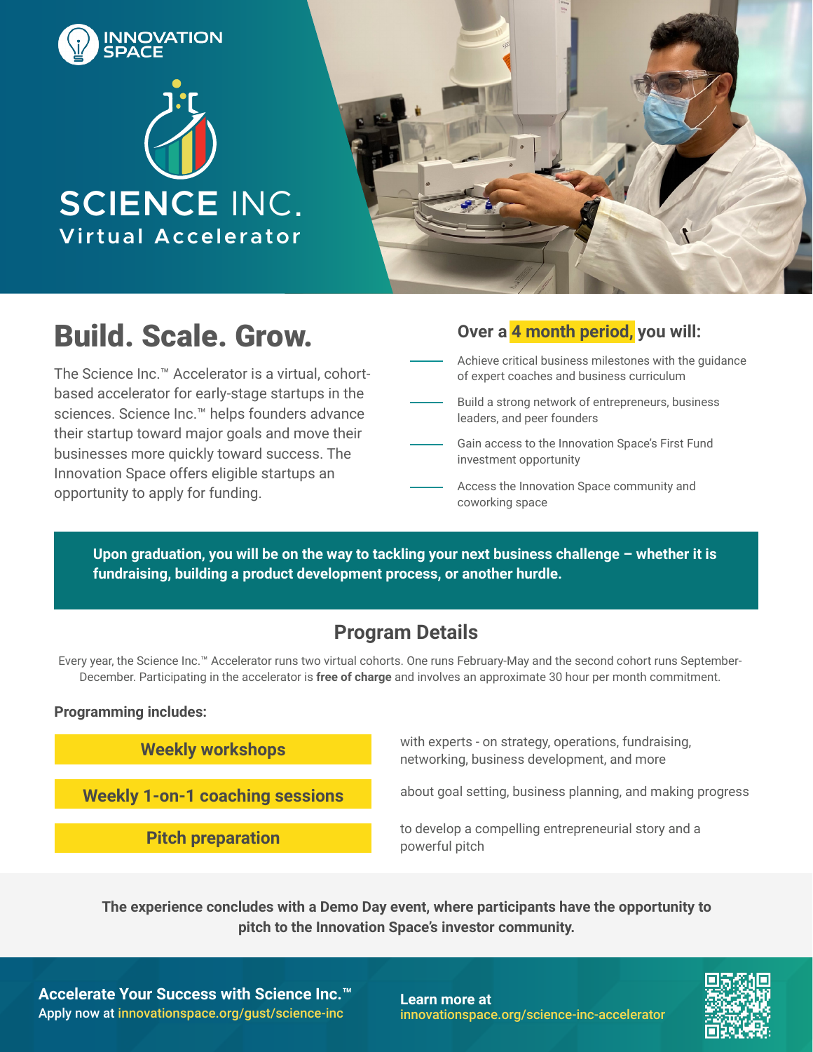INNOVATION SPACE

# SCIENCE INC.

## Virtual Accelerator

## Build. Scale. Grow.

The Science Inc.™ Accelerator is a virtual, cohort-based accelerator for early-stage startups in the sciences. Science Inc.™ helps founders advance their startup toward major goals and move their businesses more quickly toward success. The Innovation Space offers eligible startups an opportunity to apply for funding.

### Over a 4 month period, you will:

- Achieve critical business milestones with the guidance of expert coaches and business curriculum
- Build a strong network of entrepreneurs, business leaders, and peer founders
- Gain access to the Innovation Space's First Fund investment opportunity
- Access the Innovation Space community and coworking space

**Upon graduation, you will be on the way to tackling your next business challenge – whether it is fundraising, building a product development process, or another hurdle.**

## Program Details

Every year, the Science Inc.™ Accelerator runs two virtual cohorts. One runs February-May and the second cohort runs September-December. Participating in the accelerator is **free of charge** and involves an approximate 30 hour per month commitment.

**Programming includes:**

- **Weekly workshops** with experts - on strategy, operations, fundraising, networking, business development, and more
- **Weekly 1-on-1 coaching sessions** about goal setting, business planning, and making progress
- **Pitch preparation** to develop a compelling entrepreneurial story and a powerful pitch

**The experience concludes with a Demo Day event, where participants have the opportunity to pitch to the Innovation Space's investor community.**

**Accelerate Your Success with Science Inc.™**
Apply now at innovationspace.org/gust/science-inc

**Learn more at**
innovationspace.org/science-inc-accelerator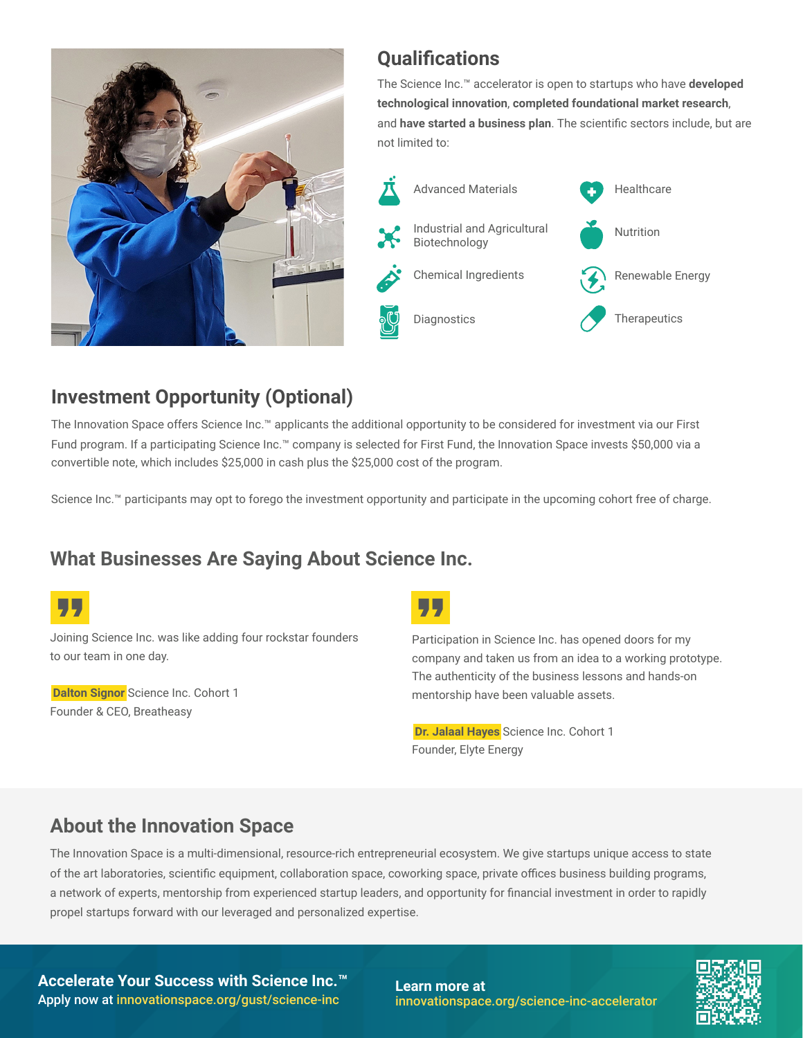## Qualifications

The Science Inc.™ accelerator is open to startups who have **developed technological innovation**, **completed foundational market research**, and **have started a business plan**. The scientific sectors include, but are not limited to:

- Advanced Materials
- Industrial and Agricultural Biotechnology
- Chemical Ingredients
- Diagnostics
- Healthcare
- Nutrition
- Renewable Energy
- Therapeutics

## Investment Opportunity (Optional)

The Innovation Space offers Science Inc.™ applicants the additional opportunity to be considered for investment via our First Fund program. If a participating Science Inc.™ company is selected for First Fund, the Innovation Space invests $50,000 via a convertible note, which includes $25,000 in cash plus the $25,000 cost of the program.

Science Inc.™ participants may opt to forego the investment opportunity and participate in the upcoming cohort free of charge.

## What Businesses Are Saying About Science Inc.

> Joining Science Inc. was like adding four rockstar founders to our team in one day.
>
> **Dalton Signor** Science Inc. Cohort 1
> Founder & CEO, Breatheasy

> Participation in Science Inc. has opened doors for my company and taken us from an idea to a working prototype. The authenticity of the business lessons and hands-on mentorship have been valuable assets.
>
> **Dr. Jalaal Hayes** Science Inc. Cohort 1
> Founder, Elyte Energy

## About the Innovation Space

The Innovation Space is a multi-dimensional, resource-rich entrepreneurial ecosystem. We give startups unique access to state of the art laboratories, scientific equipment, collaboration space, coworking space, private offices business building programs, a network of experts, mentorship from experienced startup leaders, and opportunity for financial investment in order to rapidly propel startups forward with our leveraged and personalized expertise.

**Accelerate Your Success with Science Inc.™**
Apply now at innovationspace.org/gust/science-inc

**Learn more at**
innovationspace.org/science-inc-accelerator